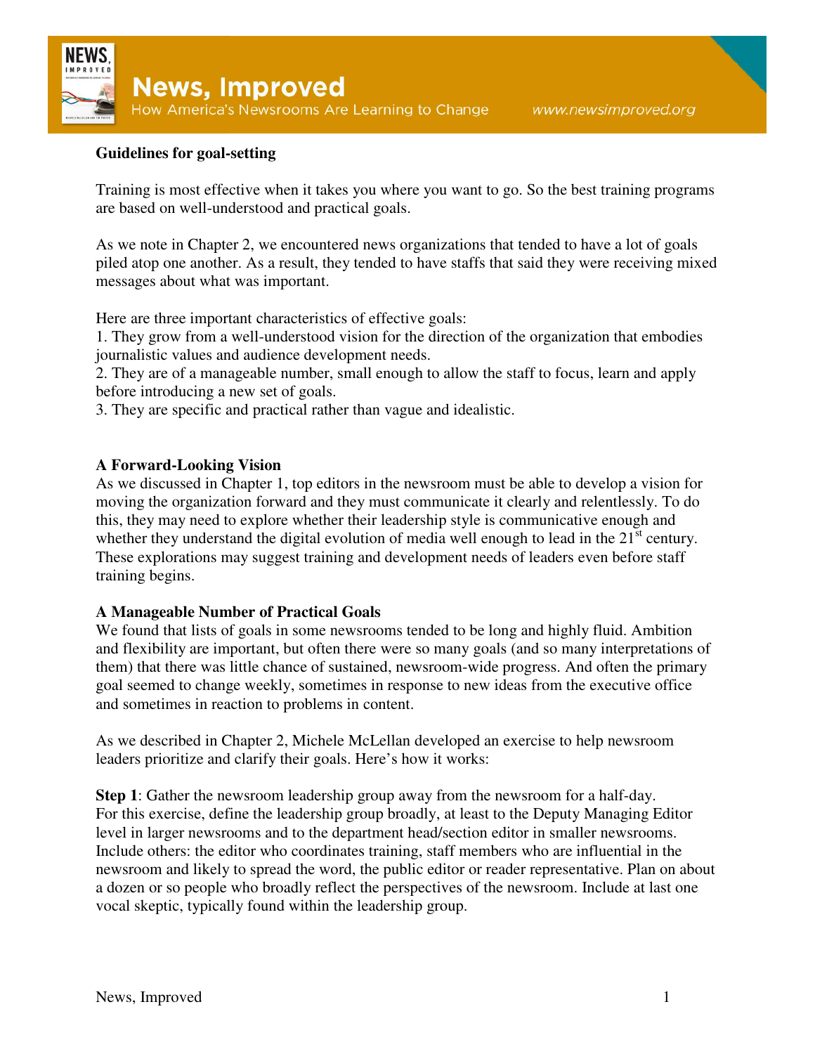**Guidelines for goal-setting**

Training is most effective when it takes you where you want to go. So the best training programs are based on well-understood and practical goals.

As we note in Chapter 2, we encountered news organizations that tended to have a lot of goals piled atop one another. As a result, they tended to have staffs that said they were receiving mixed messages about what was important.

Here are three important characteristics of effective goals:

1. They grow from a well-understood vision for the direction of the organization that embodies journalistic values and audience development needs.
2. They are of a manageable number, small enough to allow the staff to focus, learn and apply before introducing a new set of goals.
3. They are specific and practical rather than vague and idealistic.

**A Forward-Looking Vision**

As we discussed in Chapter 1, top editors in the newsroom must be able to develop a vision for moving the organization forward and they must communicate it clearly and relentlessly. To do this, they may need to explore whether their leadership style is communicative enough and whether they understand the digital evolution of media well enough to lead in the 21st century. These explorations may suggest training and development needs of leaders even before staff training begins.

**A Manageable Number of Practical Goals**

We found that lists of goals in some newsrooms tended to be long and highly fluid. Ambition and flexibility are important, but often there were so many goals (and so many interpretations of them) that there was little chance of sustained, newsroom-wide progress. And often the primary goal seemed to change weekly, sometimes in response to new ideas from the executive office and sometimes in reaction to problems in content.

As we described in Chapter 2, Michele McLellan developed an exercise to help newsroom leaders prioritize and clarify their goals. Here's how it works:

**Step 1**: Gather the newsroom leadership group away from the newsroom for a half-day. For this exercise, define the leadership group broadly, at least to the Deputy Managing Editor level in larger newsrooms and to the department head/section editor in smaller newsrooms. Include others: the editor who coordinates training, staff members who are influential in the newsroom and likely to spread the word, the public editor or reader representative. Plan on about a dozen or so people who broadly reflect the perspectives of the newsroom. Include at last one vocal skeptic, typically found within the leadership group.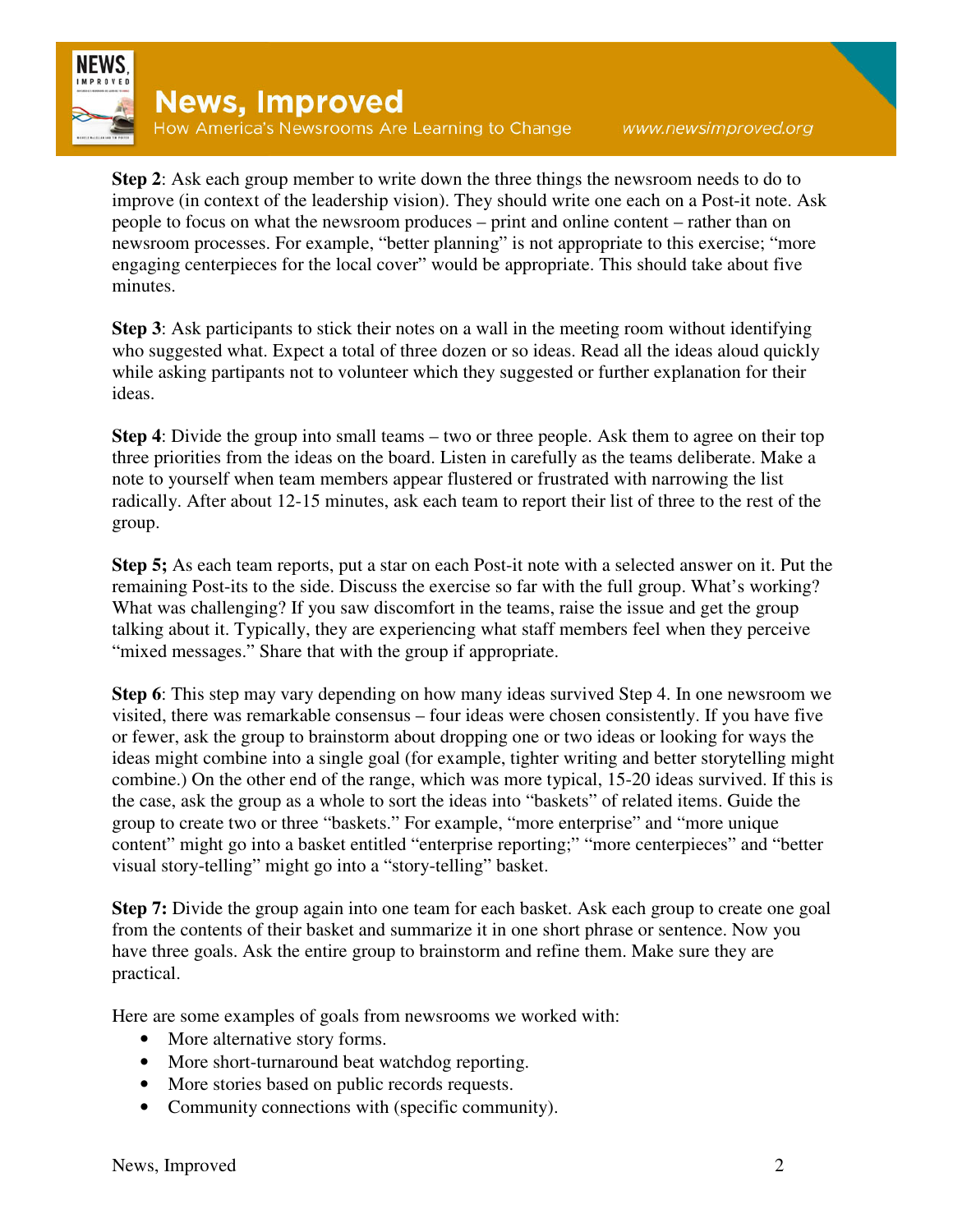**Step 2**: Ask each group member to write down the three things the newsroom needs to do to improve (in context of the leadership vision). They should write one each on a Post-it note. Ask people to focus on what the newsroom produces – print and online content – rather than on newsroom processes. For example, "better planning" is not appropriate to this exercise; "more engaging centerpieces for the local cover" would be appropriate. This should take about five minutes.

**Step 3**: Ask participants to stick their notes on a wall in the meeting room without identifying who suggested what. Expect a total of three dozen or so ideas. Read all the ideas aloud quickly while asking partipants not to volunteer which they suggested or further explanation for their ideas.

**Step 4**: Divide the group into small teams – two or three people. Ask them to agree on their top three priorities from the ideas on the board. Listen in carefully as the teams deliberate. Make a note to yourself when team members appear flustered or frustrated with narrowing the list radically. After about 12-15 minutes, ask each team to report their list of three to the rest of the group.

**Step 5;** As each team reports, put a star on each Post-it note with a selected answer on it. Put the remaining Post-its to the side. Discuss the exercise so far with the full group. What's working? What was challenging? If you saw discomfort in the teams, raise the issue and get the group talking about it. Typically, they are experiencing what staff members feel when they perceive "mixed messages." Share that with the group if appropriate.

**Step 6**: This step may vary depending on how many ideas survived Step 4. In one newsroom we visited, there was remarkable consensus – four ideas were chosen consistently. If you have five or fewer, ask the group to brainstorm about dropping one or two ideas or looking for ways the ideas might combine into a single goal (for example, tighter writing and better storytelling might combine.) On the other end of the range, which was more typical, 15-20 ideas survived. If this is the case, ask the group as a whole to sort the ideas into "baskets" of related items. Guide the group to create two or three "baskets." For example, "more enterprise" and "more unique content" might go into a basket entitled "enterprise reporting;" "more centerpieces" and "better visual story-telling" might go into a "story-telling" basket.

**Step 7:** Divide the group again into one team for each basket. Ask each group to create one goal from the contents of their basket and summarize it in one short phrase or sentence. Now you have three goals. Ask the entire group to brainstorm and refine them. Make sure they are practical.

Here are some examples of goals from newsrooms we worked with:

- More alternative story forms.
- More short-turnaround beat watchdog reporting.
- More stories based on public records requests.
- Community connections with (specific community).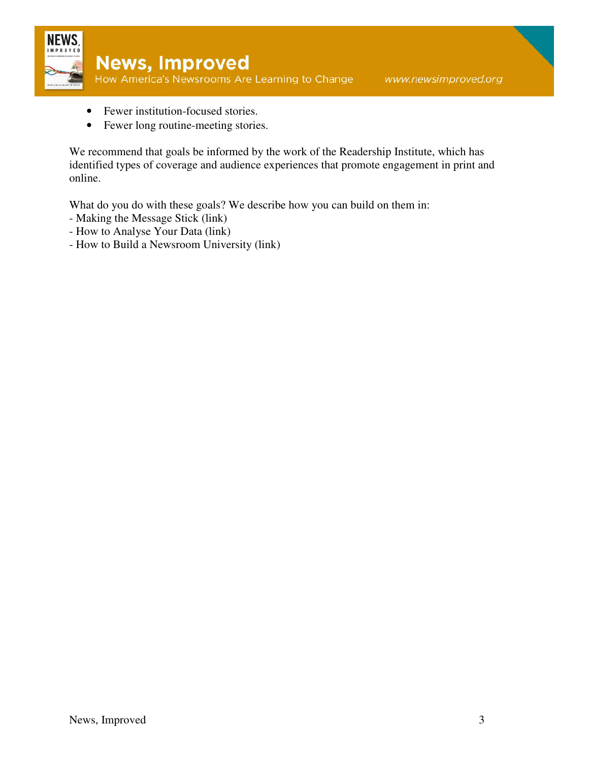- Fewer institution-focused stories.
- Fewer long routine-meeting stories.

We recommend that goals be informed by the work of the Readership Institute, which has identified types of coverage and audience experiences that promote engagement in print and online.

What do you do with these goals? We describe how you can build on them in:
- Making the Message Stick (link)
- How to Analyse Your Data (link)
- How to Build a Newsroom University (link)